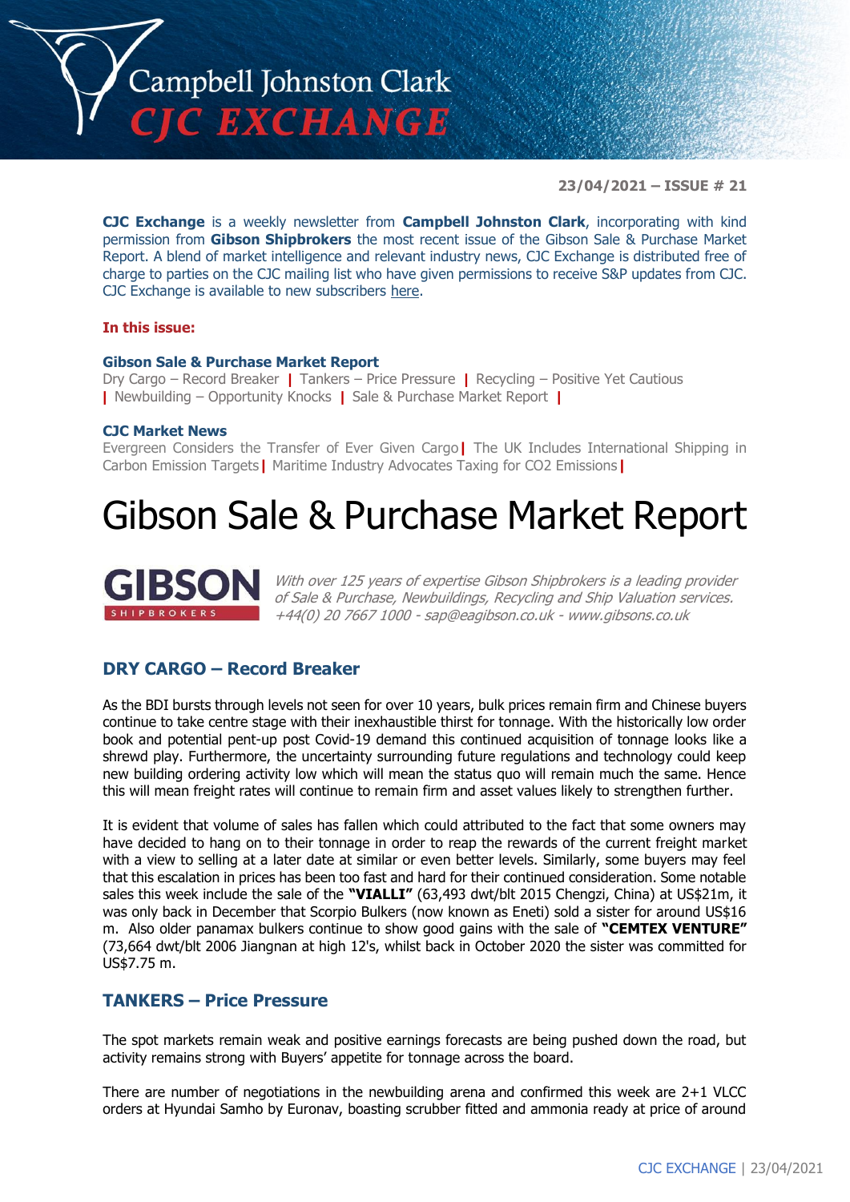# Campbell Johnston Clark CJC EXCHANGE

**23/04/2021 – ISSUE # 21**

**CJC Exchange** is a weekly newsletter from **Campbell Johnston Clark**, incorporating with kind permission from **Gibson Shipbrokers** the most recent issue of the Gibson Sale & Purchase Market Report. A blend of market intelligence and relevant industry news, CJC Exchange is distributed free of charge to parties on the CJC mailing list who have given permissions to receive S&P updates from CJC. CJC Exchange is available to new subscribers here.

**In this issue:**

**Gibson Sale & Purchase Market Report**
Dry Cargo – Record Breaker | Tankers – Price Pressure | Recycling – Positive Yet Cautious | Newbuilding – Opportunity Knocks | Sale & Purchase Market Report |

**CJC Market News**
Evergreen Considers the Transfer of Ever Given Cargo | The UK Includes International Shipping in Carbon Emission Targets | Maritime Industry Advocates Taxing for CO2 Emissions |

# Gibson Sale & Purchase Market Report

GIBSON SHIPBROKERS

*With over 125 years of expertise Gibson Shipbrokers is a leading provider of Sale & Purchase, Newbuildings, Recycling and Ship Valuation services. +44(0) 20 7667 1000 - sap@eagibson.co.uk - www.gibsons.co.uk*

## DRY CARGO – Record Breaker

As the BDI bursts through levels not seen for over 10 years, bulk prices remain firm and Chinese buyers continue to take centre stage with their inexhaustible thirst for tonnage. With the historically low order book and potential pent-up post Covid-19 demand this continued acquisition of tonnage looks like a shrewd play. Furthermore, the uncertainty surrounding future regulations and technology could keep new building ordering activity low which will mean the status quo will remain much the same. Hence this will mean freight rates will continue to remain firm and asset values likely to strengthen further.

It is evident that volume of sales has fallen which could attributed to the fact that some owners may have decided to hang on to their tonnage in order to reap the rewards of the current freight market with a view to selling at a later date at similar or even better levels. Similarly, some buyers may feel that this escalation in prices has been too fast and hard for their continued consideration. Some notable sales this week include the sale of the **"VIALLI"** (63,493 dwt/blt 2015 Chengzi, China) at US$21m, it was only back in December that Scorpio Bulkers (now known as Eneti) sold a sister for around US$16 m. Also older panamax bulkers continue to show good gains with the sale of **"CEMTEX VENTURE"** (73,664 dwt/blt 2006 Jiangnan at high 12's, whilst back in October 2020 the sister was committed for US$7.75 m.

## TANKERS – Price Pressure

The spot markets remain weak and positive earnings forecasts are being pushed down the road, but activity remains strong with Buyers' appetite for tonnage across the board.

There are number of negotiations in the newbuilding arena and confirmed this week are 2+1 VLCC orders at Hyundai Samho by Euronav, boasting scrubber fitted and ammonia ready at price of around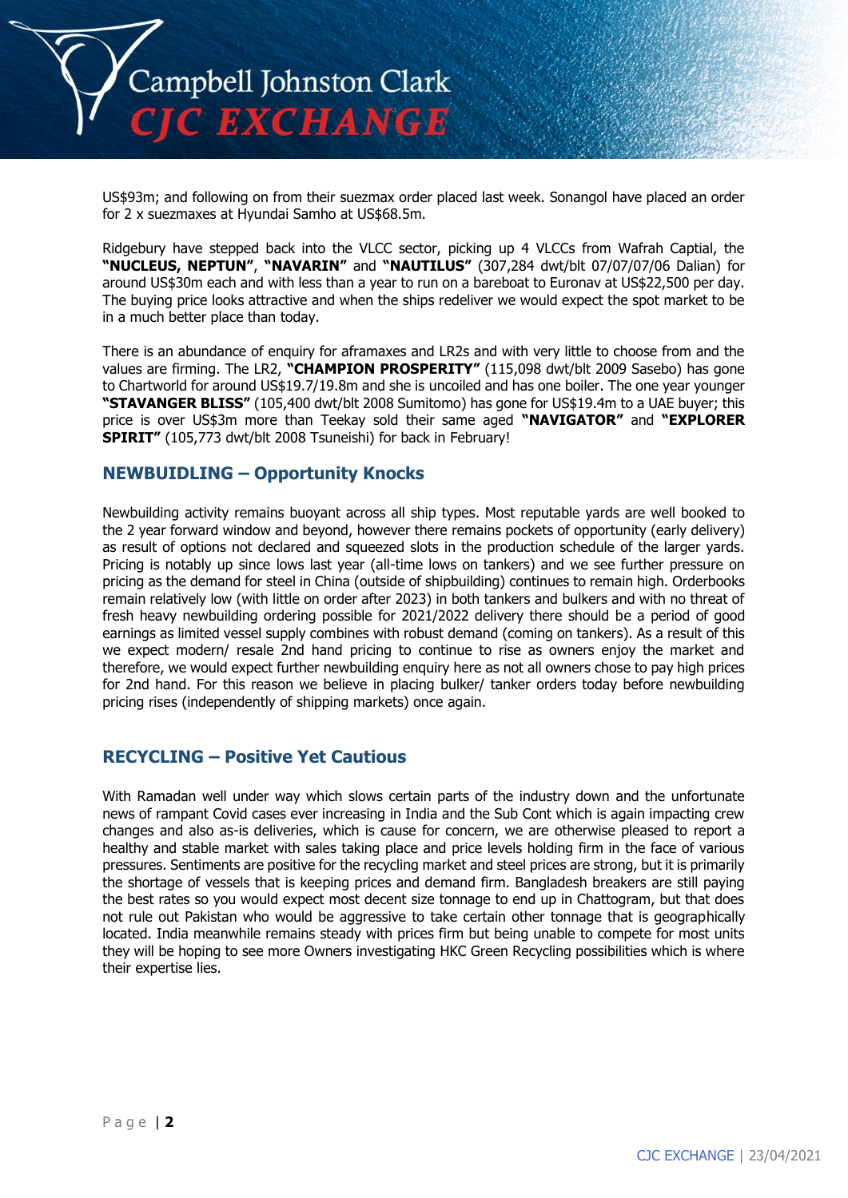US$93m; and following on from their suezmax order placed last week. Sonangol have placed an order for 2 x suezmaxes at Hyundai Samho at US$68.5m.

Ridgebury have stepped back into the VLCC sector, picking up 4 VLCCs from Wafrah Captial, the **"NUCLEUS, NEPTUN"**, **"NAVARIN"** and **"NAUTILUS"** (307,284 dwt/blt 07/07/07/06 Dalian) for around US$30m each and with less than a year to run on a bareboat to Euronav at US$22,500 per day. The buying price looks attractive and when the ships redeliver we would expect the spot market to be in a much better place than today.

There is an abundance of enquiry for aframaxes and LR2s and with very little to choose from and the values are firming. The LR2, **"CHAMPION PROSPERITY"** (115,098 dwt/blt 2009 Sasebo) has gone to Chartworld for around US$19.7/19.8m and she is uncoiled and has one boiler. The one year younger **"STAVANGER BLISS"** (105,400 dwt/blt 2008 Sumitomo) has gone for US$19.4m to a UAE buyer; this price is over US$3m more than Teekay sold their same aged **"NAVIGATOR"** and **"EXPLORER SPIRIT"** (105,773 dwt/blt 2008 Tsuneishi) for back in February!

## NEWBUIDLING – Opportunity Knocks

Newbuilding activity remains buoyant across all ship types. Most reputable yards are well booked to the 2 year forward window and beyond, however there remains pockets of opportunity (early delivery) as result of options not declared and squeezed slots in the production schedule of the larger yards. Pricing is notably up since lows last year (all-time lows on tankers) and we see further pressure on pricing as the demand for steel in China (outside of shipbuilding) continues to remain high. Orderbooks remain relatively low (with little on order after 2023) in both tankers and bulkers and with no threat of fresh heavy newbuilding ordering possible for 2021/2022 delivery there should be a period of good earnings as limited vessel supply combines with robust demand (coming on tankers). As a result of this we expect modern/ resale 2nd hand pricing to continue to rise as owners enjoy the market and therefore, we would expect further newbuilding enquiry here as not all owners chose to pay high prices for 2nd hand. For this reason we believe in placing bulker/ tanker orders today before newbuilding pricing rises (independently of shipping markets) once again.

## RECYCLING – Positive Yet Cautious

With Ramadan well under way which slows certain parts of the industry down and the unfortunate news of rampant Covid cases ever increasing in India and the Sub Cont which is again impacting crew changes and also as-is deliveries, which is cause for concern, we are otherwise pleased to report a healthy and stable market with sales taking place and price levels holding firm in the face of various pressures. Sentiments are positive for the recycling market and steel prices are strong, but it is primarily the shortage of vessels that is keeping prices and demand firm. Bangladesh breakers are still paying the best rates so you would expect most decent size tonnage to end up in Chattogram, but that does not rule out Pakistan who would be aggressive to take certain other tonnage that is geographically located. India meanwhile remains steady with prices firm but being unable to compete for most units they will be hoping to see more Owners investigating HKC Green Recycling possibilities which is where their expertise lies.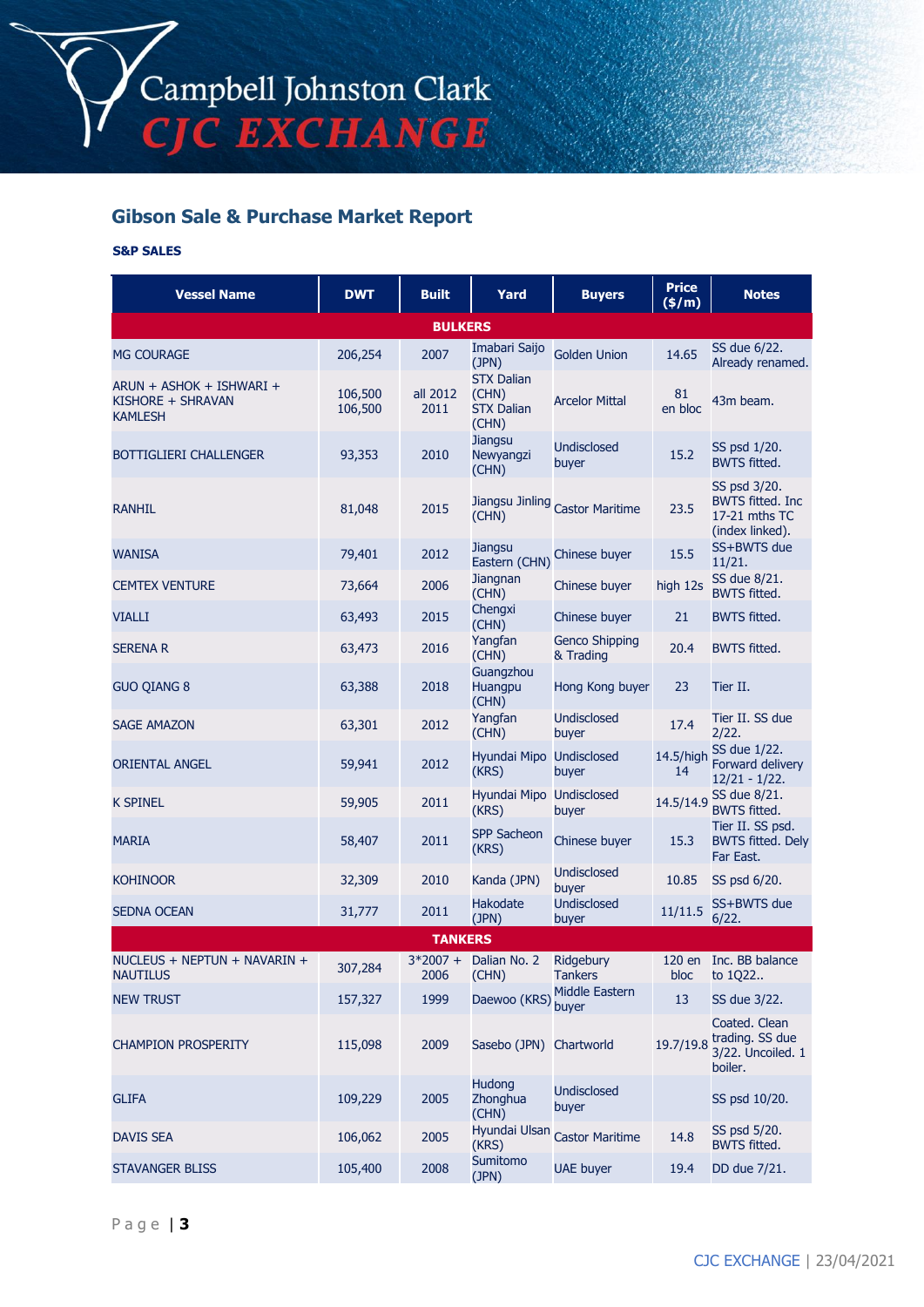## Gibson Sale & Purchase Market Report

**S&P SALES**

| Vessel Name | DWT | Built | Yard | Buyers | Price ($/m) | Notes |
|---|---|---|---|---|---|---|
| **BULKERS** | | | | | | |
| MG COURAGE | 206,254 | 2007 | Imabari Saijo (JPN) | Golden Union | 14.65 | SS due 6/22. Already renamed. |
| ARUN + ASHOK + ISHWARI + KISHORE + SHRAVAN KAMLESH | 106,500 106,500 | all 2012 2011 | STX Dalian (CHN) STX Dalian (CHN) | Arcelor Mittal | 81 en bloc | 43m beam. |
| BOTTIGLIERI CHALLENGER | 93,353 | 2010 | Jiangsu Newyangzi (CHN) | Undisclosed buyer | 15.2 | SS psd 1/20. BWTS fitted. |
| RANHIL | 81,048 | 2015 | Jiangsu Jinling (CHN) | Castor Maritime | 23.5 | SS psd 3/20. BWTS fitted. Inc 17-21 mths TC (index linked). |
| WANISA | 79,401 | 2012 | Jiangsu Eastern (CHN) | Chinese buyer | 15.5 | SS+BWTS due 11/21. |
| CEMTEX VENTURE | 73,664 | 2006 | Jiangnan (CHN) | Chinese buyer | high 12s | SS due 8/21. BWTS fitted. |
| VIALLI | 63,493 | 2015 | Chengxi (CHN) | Chinese buyer | 21 | BWTS fitted. |
| SERENA R | 63,473 | 2016 | Yangfan (CHN) | Genco Shipping & Trading | 20.4 | BWTS fitted. |
| GUO QIANG 8 | 63,388 | 2018 | Guangzhou Huangpu (CHN) | Hong Kong buyer | 23 | Tier II. |
| SAGE AMAZON | 63,301 | 2012 | Yangfan (CHN) | Undisclosed buyer | 17.4 | Tier II. SS due 2/22. |
| ORIENTAL ANGEL | 59,941 | 2012 | Hyundai Mipo (KRS) | Undisclosed buyer | 14.5/high 14 | SS due 1/22. Forward delivery 12/21 - 1/22. |
| K SPINEL | 59,905 | 2011 | Hyundai Mipo (KRS) | Undisclosed buyer | 14.5/14.9 | SS due 8/21. BWTS fitted. |
| MARIA | 58,407 | 2011 | SPP Sacheon (KRS) | Chinese buyer | 15.3 | Tier II. SS psd. BWTS fitted. Dely Far East. |
| KOHINOOR | 32,309 | 2010 | Kanda (JPN) | Undisclosed buyer | 10.85 | SS psd 6/20. |
| SEDNA OCEAN | 31,777 | 2011 | Hakodate (JPN) | Undisclosed buyer | 11/11.5 | SS+BWTS due 6/22. |
| **TANKERS** | | | | | | |
| NUCLEUS + NEPTUN + NAVARIN + NAUTILUS | 307,284 | 3*2007 + 2006 | Dalian No. 2 (CHN) | Ridgebury Tankers | 120 en bloc | Inc. BB balance to 1Q22.. |
| NEW TRUST | 157,327 | 1999 | Daewoo (KRS) | Middle Eastern buyer | 13 | SS due 3/22. |
| CHAMPION PROSPERITY | 115,098 | 2009 | Sasebo (JPN) | Chartworld | 19.7/19.8 | Coated. Clean trading. SS due 3/22. Uncoiled. 1 boiler. |
| GLIFA | 109,229 | 2005 | Hudong Zhonghua (CHN) | Undisclosed buyer | | SS psd 10/20. |
| DAVIS SEA | 106,062 | 2005 | Hyundai Ulsan (KRS) | Castor Maritime | 14.8 | SS psd 5/20. BWTS fitted. |
| STAVANGER BLISS | 105,400 | 2008 | Sumitomo (JPN) | UAE buyer | 19.4 | DD due 7/21. |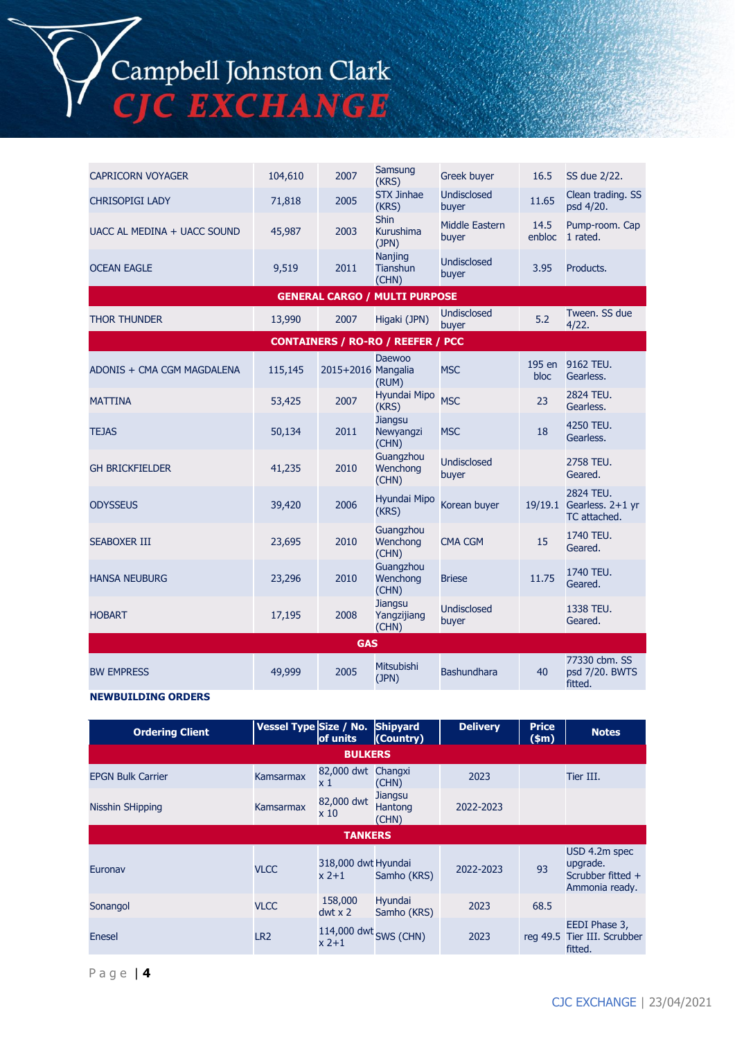| | | | | | | |
|---|---|---|---|---|---|---|
| CAPRICORN VOYAGER | 104,610 | 2007 | Samsung (KRS) | Greek buyer | 16.5 | SS due 2/22. |
| CHRISOPIGI LADY | 71,818 | 2005 | STX Jinhae (KRS) | Undisclosed buyer | 11.65 | Clean trading. SS psd 4/20. |
| UACC AL MEDINA + UACC SOUND | 45,987 | 2003 | Shin Kurushima (JPN) | Middle Eastern buyer | 14.5 enbloc | Pump-room. Cap 1 rated. |
| OCEAN EAGLE | 9,519 | 2011 | Nanjing Tianshun (CHN) | Undisclosed buyer | 3.95 | Products. |
| **GENERAL CARGO / MULTI PURPOSE** | | | | | | |
| THOR THUNDER | 13,990 | 2007 | Higaki (JPN) | Undisclosed buyer | 5.2 | Tween. SS due 4/22. |
| **CONTAINERS / RO-RO / REEFER / PCC** | | | | | | |
| ADONIS + CMA CGM MAGDALENA | 115,145 | 2015+2016 | Daewoo Mangalia (RUM) | MSC | 195 en bloc | 9162 TEU. Gearless. |
| MATTINA | 53,425 | 2007 | Hyundai Mipo (KRS) | MSC | 23 | 2824 TEU. Gearless. |
| TEJAS | 50,134 | 2011 | Jiangsu Newyangzi (CHN) | MSC | 18 | 4250 TEU. Gearless. |
| GH BRICKFIELDER | 41,235 | 2010 | Guangzhou Wenchong (CHN) | Undisclosed buyer | | 2758 TEU. Geared. |
| ODYSSEUS | 39,420 | 2006 | Hyundai Mipo (KRS) | Korean buyer | 19/19.1 | 2824 TEU. Gearless. 2+1 yr TC attached. |
| SEABOXER III | 23,695 | 2010 | Guangzhou Wenchong (CHN) | CMA CGM | 15 | 1740 TEU. Geared. |
| HANSA NEUBURG | 23,296 | 2010 | Guangzhou Wenchong (CHN) | Briese | 11.75 | 1740 TEU. Geared. |
| HOBART | 17,195 | 2008 | Jiangsu Yangzijiang (CHN) | Undisclosed buyer | | 1338 TEU. Geared. |
| **GAS** | | | | | | |
| BW EMPRESS | 49,999 | 2005 | Mitsubishi (JPN) | Bashundhara | 40 | 77330 cbm. SS psd 7/20. BWTS fitted. |

**NEWBUILDING ORDERS**

| Ordering Client | Vessel Type | Size / No. of units | Shipyard (Country) | Delivery | Price ($m) | Notes |
|---|---|---|---|---|---|---|
| **BULKERS** | | | | | | |
| EPGN Bulk Carrier | Kamsarmax | 82,000 dwt x 1 | Changxi (CHN) | 2023 | | Tier III. |
| Nisshin SHipping | Kamsarmax | 82,000 dwt x 10 | Jiangsu Hantong (CHN) | 2022-2023 | | |
| **TANKERS** | | | | | | |
| Euronav | VLCC | 318,000 dwt x 2+1 | Hyundai Samho (KRS) | 2022-2023 | 93 | USD 4.2m spec upgrade. Scrubber fitted + Ammonia ready. |
| Sonangol | VLCC | 158,000 dwt x 2 | Hyundai Samho (KRS) | 2023 | 68.5 | |
| Enesel | LR2 | 114,000 dwt x 2+1 | SWS (CHN) | 2023 | reg 49.5 | EEDI Phase 3, Tier III. Scrubber fitted. |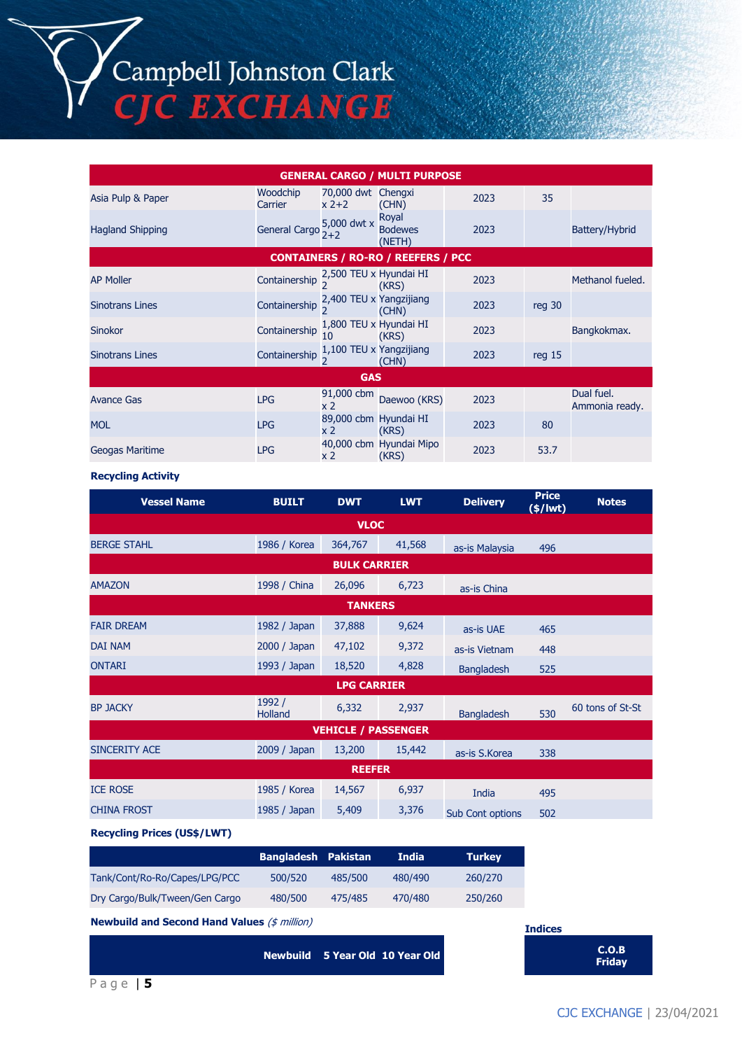| GENERAL CARGO / MULTI PURPOSE | | | | | | |
|---|---|---|---|---|---|---|
| Asia Pulp & Paper | Woodchip Carrier | 70,000 dwt x 2+2 | Chengxi (CHN) | 2023 | 35 | |
| Hagland Shipping | General Cargo | 5,000 dwt x 2+2 | Royal Bodewes (NETH) | 2023 | | Battery/Hybrid |
| **CONTAINERS / RO-RO / REEFERS / PCC** | | | | | | |
| AP Moller | Containership | 2,500 TEU x 2 | Hyundai HI (KRS) | 2023 | | Methanol fueled. |
| Sinotrans Lines | Containership | 2,400 TEU x 2 | Yangzijiang (CHN) | 2023 | reg 30 | |
| Sinokor | Containership | 1,800 TEU x 10 | Hyundai HI (KRS) | 2023 | | Bangkokmax. |
| Sinotrans Lines | Containership | 1,100 TEU x 2 | Yangzijiang (CHN) | 2023 | reg 15 | |
| **GAS** | | | | | | |
| Avance Gas | LPG | 91,000 cbm x 2 | Daewoo (KRS) | 2023 | | Dual fuel. Ammonia ready. |
| MOL | LPG | 89,000 cbm x 2 | Hyundai HI (KRS) | 2023 | 80 | |
| Geogas Maritime | LPG | 40,000 cbm x 2 | Hyundai Mipo (KRS) | 2023 | 53.7 | |

**Recycling Activity**

| Vessel Name | BUILT | DWT | LWT | Delivery | Price ($/lwt) | Notes |
|---|---|---|---|---|---|---|
| **VLOC** | | | | | | |
| BERGE STAHL | 1986 / Korea | 364,767 | 41,568 | as-is Malaysia | 496 | |
| **BULK CARRIER** | | | | | | |
| AMAZON | 1998 / China | 26,096 | 6,723 | as-is China | | |
| **TANKERS** | | | | | | |
| FAIR DREAM | 1982 / Japan | 37,888 | 9,624 | as-is UAE | 465 | |
| DAI NAM | 2000 / Japan | 47,102 | 9,372 | as-is Vietnam | 448 | |
| ONTARI | 1993 / Japan | 18,520 | 4,828 | Bangladesh | 525 | |
| **LPG CARRIER** | | | | | | |
| BP JACKY | 1992 / Holland | 6,332 | 2,937 | Bangladesh | 530 | 60 tons of St-St |
| **VEHICLE / PASSENGER** | | | | | | |
| SINCERITY ACE | 2009 / Japan | 13,200 | 15,442 | as-is S.Korea | 338 | |
| **REEFER** | | | | | | |
| ICE ROSE | 1985 / Korea | 14,567 | 6,937 | India | 495 | |
| CHINA FROST | 1985 / Japan | 5,409 | 3,376 | Sub Cont options | 502 | |

**Recycling Prices (US$/LWT)**

| | Bangladesh | Pakistan | India | Turkey |
|---|---|---|---|---|
| Tank/Cont/Ro-Ro/Capes/LPG/PCC | 500/520 | 485/500 | 480/490 | 260/270 |
| Dry Cargo/Bulk/Tween/Gen Cargo | 480/500 | 475/485 | 470/480 | 250/260 |

**Newbuild and Second Hand Values** *($ million)*

| | Newbuild | 5 Year Old | 10 Year Old |
|---|---|---|---|

**Indices**

| | C.O.B Friday |
|---|---|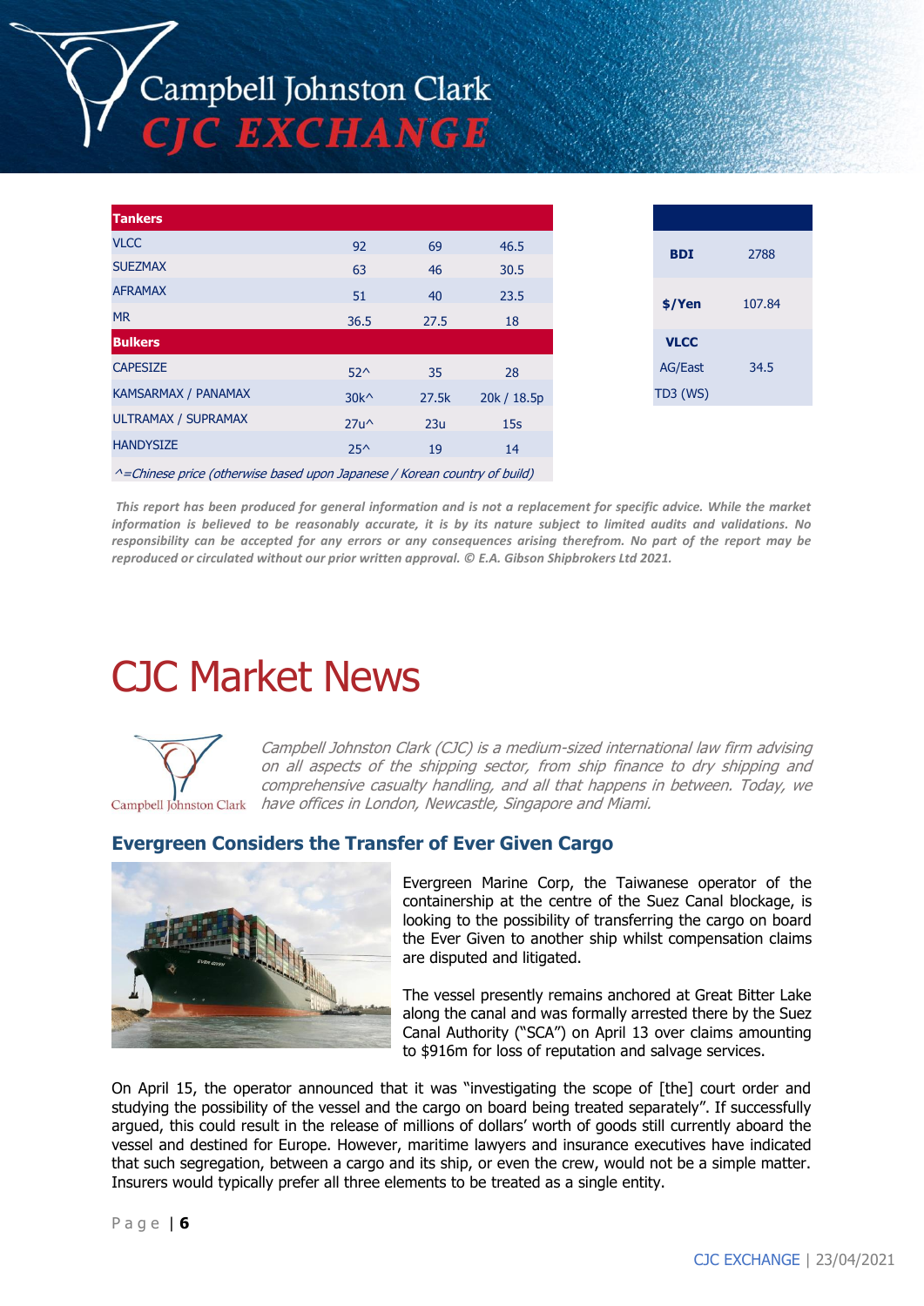| Tankers | | | |
|---|---|---|---|
| VLCC | 92 | 69 | 46.5 |
| SUEZMAX | 63 | 46 | 30.5 |
| AFRAMAX | 51 | 40 | 23.5 |
| MR | 36.5 | 27.5 | 18 |
| **Bulkers** | | | |
| CAPESIZE | 52^ | 35 | 28 |
| KAMSARMAX / PANAMAX | 30k^ | 27.5k | 20k / 18.5p |
| ULTRAMAX / SUPRAMAX | 27u^ | 23u | 15s |
| HANDYSIZE | 25^ | 19 | 14 |

*^=Chinese price (otherwise based upon Japanese / Korean country of build)*

| | |
|---|---|
| **BDI** | 2788 |
| **$/Yen** | 107.84 |
| **VLCC** AG/East TD3 (WS) | 34.5 |

***This report has been produced for general information and is not a replacement for specific advice. While the market information is believed to be reasonably accurate, it is by its nature subject to limited audits and validations. No responsibility can be accepted for any errors or any consequences arising therefrom. No part of the report may be reproduced or circulated without our prior written approval. © E.A. Gibson Shipbrokers Ltd 2021.***

# CJC Market News

*Campbell Johnston Clark (CJC) is a medium-sized international law firm advising on all aspects of the shipping sector, from ship finance to dry shipping and comprehensive casualty handling, and all that happens in between. Today, we have offices in London, Newcastle, Singapore and Miami.*

## Evergreen Considers the Transfer of Ever Given Cargo

Evergreen Marine Corp, the Taiwanese operator of the containership at the centre of the Suez Canal blockage, is looking to the possibility of transferring the cargo on board the Ever Given to another ship whilst compensation claims are disputed and litigated.

The vessel presently remains anchored at Great Bitter Lake along the canal and was formally arrested there by the Suez Canal Authority ("SCA") on April 13 over claims amounting to $916m for loss of reputation and salvage services.

On April 15, the operator announced that it was "investigating the scope of [the] court order and studying the possibility of the vessel and the cargo on board being treated separately". If successfully argued, this could result in the release of millions of dollars' worth of goods still currently aboard the vessel and destined for Europe. However, maritime lawyers and insurance executives have indicated that such segregation, between a cargo and its ship, or even the crew, would not be a simple matter. Insurers would typically prefer all three elements to be treated as a single entity.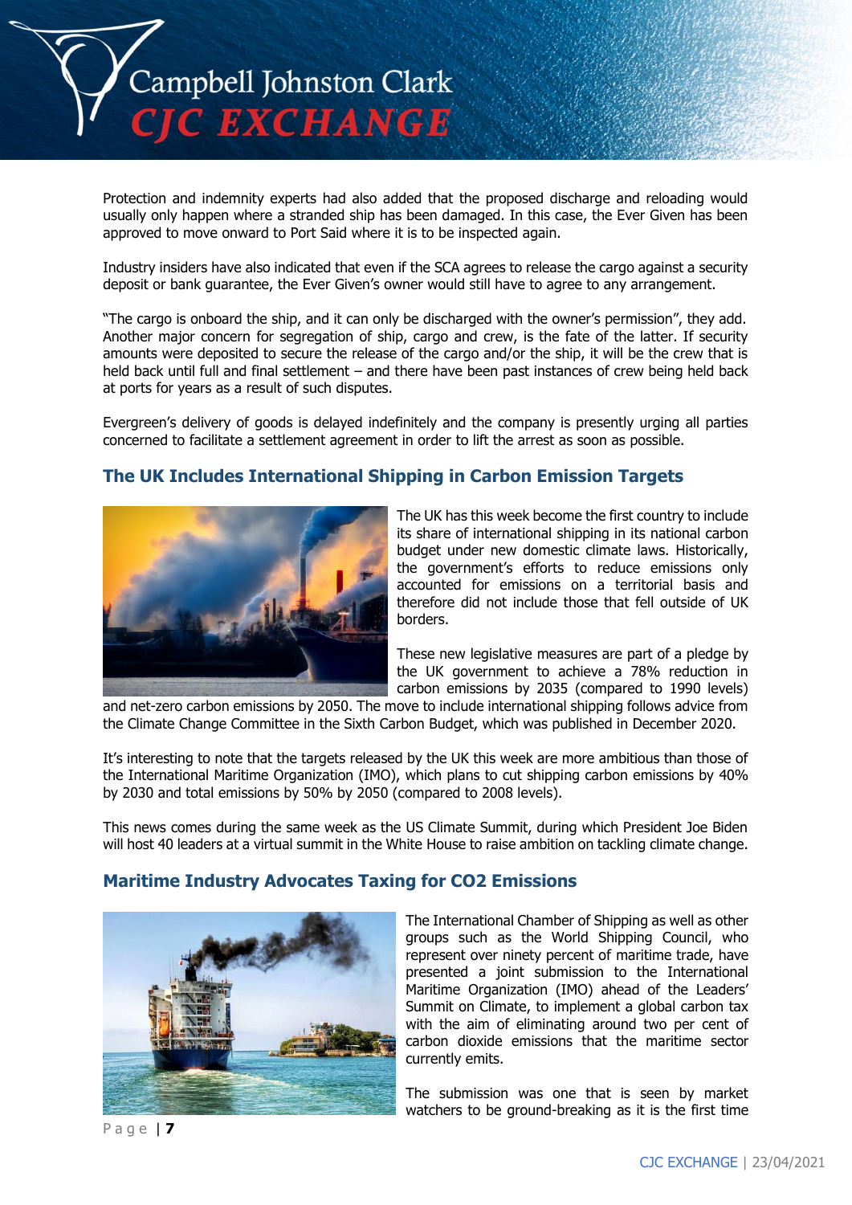Protection and indemnity experts had also added that the proposed discharge and reloading would usually only happen where a stranded ship has been damaged. In this case, the Ever Given has been approved to move onward to Port Said where it is to be inspected again.

Industry insiders have also indicated that even if the SCA agrees to release the cargo against a security deposit or bank guarantee, the Ever Given's owner would still have to agree to any arrangement.

"The cargo is onboard the ship, and it can only be discharged with the owner's permission", they add. Another major concern for segregation of ship, cargo and crew, is the fate of the latter. If security amounts were deposited to secure the release of the cargo and/or the ship, it will be the crew that is held back until full and final settlement – and there have been past instances of crew being held back at ports for years as a result of such disputes.

Evergreen's delivery of goods is delayed indefinitely and the company is presently urging all parties concerned to facilitate a settlement agreement in order to lift the arrest as soon as possible.

## The UK Includes International Shipping in Carbon Emission Targets

The UK has this week become the first country to include its share of international shipping in its national carbon budget under new domestic climate laws. Historically, the government's efforts to reduce emissions only accounted for emissions on a territorial basis and therefore did not include those that fell outside of UK borders.

These new legislative measures are part of a pledge by the UK government to achieve a 78% reduction in carbon emissions by 2035 (compared to 1990 levels) and net-zero carbon emissions by 2050. The move to include international shipping follows advice from the Climate Change Committee in the Sixth Carbon Budget, which was published in December 2020.

It's interesting to note that the targets released by the UK this week are more ambitious than those of the International Maritime Organization (IMO), which plans to cut shipping carbon emissions by 40% by 2030 and total emissions by 50% by 2050 (compared to 2008 levels).

This news comes during the same week as the US Climate Summit, during which President Joe Biden will host 40 leaders at a virtual summit in the White House to raise ambition on tackling climate change.

## Maritime Industry Advocates Taxing for $CO_2$ Emissions

The International Chamber of Shipping as well as other groups such as the World Shipping Council, who represent over ninety percent of maritime trade, have presented a joint submission to the International Maritime Organization (IMO) ahead of the Leaders' Summit on Climate, to implement a global carbon tax with the aim of eliminating around two per cent of carbon dioxide emissions that the maritime sector currently emits.

The submission was one that is seen by market watchers to be ground-breaking as it is the first time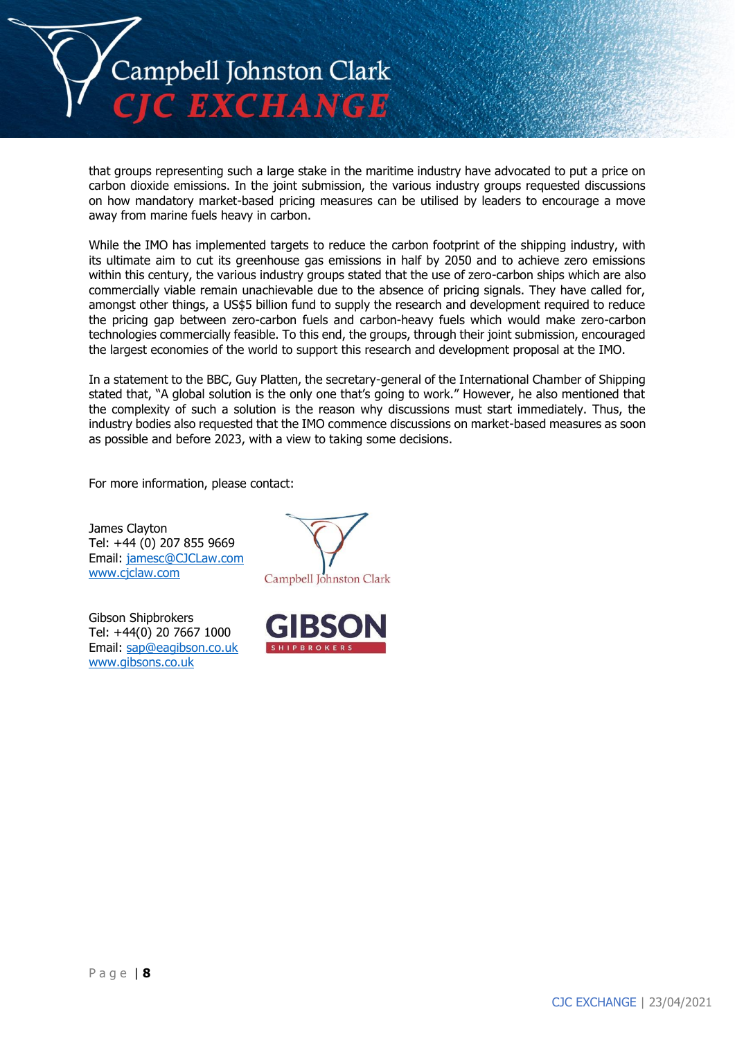that groups representing such a large stake in the maritime industry have advocated to put a price on carbon dioxide emissions. In the joint submission, the various industry groups requested discussions on how mandatory market-based pricing measures can be utilised by leaders to encourage a move away from marine fuels heavy in carbon.

While the IMO has implemented targets to reduce the carbon footprint of the shipping industry, with its ultimate aim to cut its greenhouse gas emissions in half by 2050 and to achieve zero emissions within this century, the various industry groups stated that the use of zero-carbon ships which are also commercially viable remain unachievable due to the absence of pricing signals. They have called for, amongst other things, a US$5 billion fund to supply the research and development required to reduce the pricing gap between zero-carbon fuels and carbon-heavy fuels which would make zero-carbon technologies commercially feasible. To this end, the groups, through their joint submission, encouraged the largest economies of the world to support this research and development proposal at the IMO.

In a statement to the BBC, Guy Platten, the secretary-general of the International Chamber of Shipping stated that, "A global solution is the only one that's going to work." However, he also mentioned that the complexity of such a solution is the reason why discussions must start immediately. Thus, the industry bodies also requested that the IMO commence discussions on market-based measures as soon as possible and before 2023, with a view to taking some decisions.

For more information, please contact:

James Clayton
Tel: +44 (0) 207 855 9669
Email: jamesc@CJCLaw.com
www.cjclaw.com

Gibson Shipbrokers
Tel: +44(0) 20 7667 1000
Email: sap@eagibson.co.uk
www.gibsons.co.uk